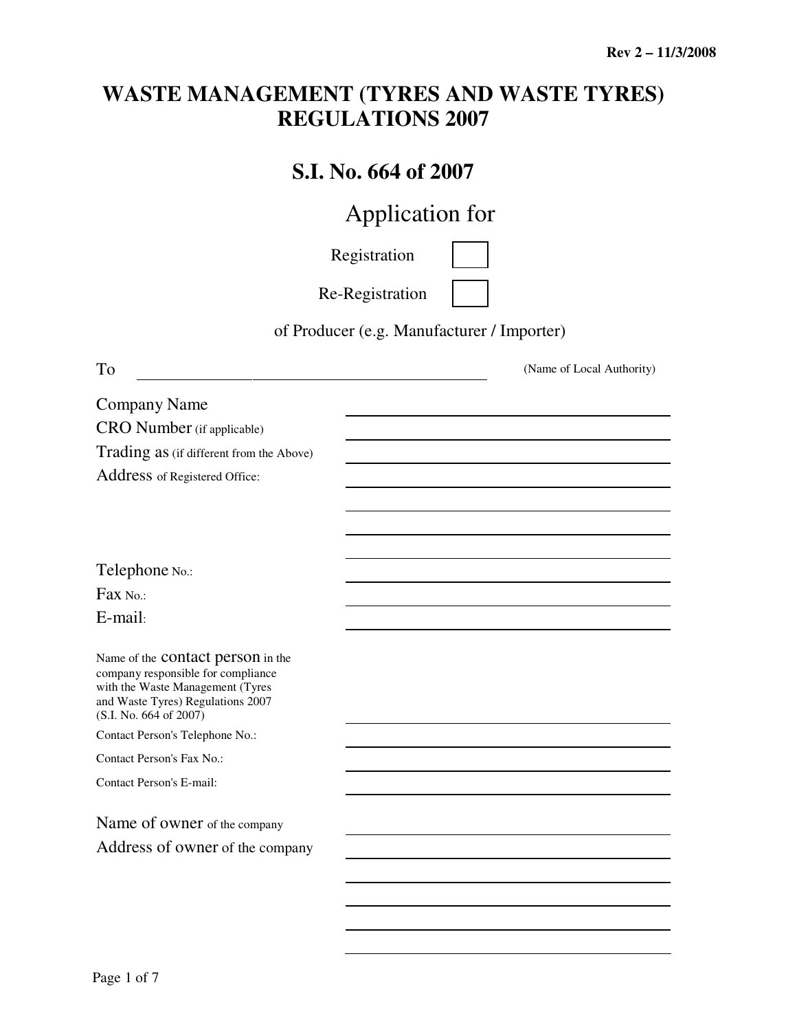Rev 2 – 11/3/2008

# WASTE MANAGEMENT (TYRES AND WASTE TYRES) REGULATIONS 2007

## S.I. No. 664 of 2007

Application for

Registration ☐

Re-Registration ☐

of Producer (e.g. Manufacturer / Importer)

To ______________________________ (Name of Local Authority)

Company Name ______________________________

CRO Number (if applicable) ______________________________

Trading as (if different from the Above) ______________________________

Address of Registered Office: ______________________________

______________________________

______________________________

______________________________

Telephone No.: ______________________________

Fax No.: ______________________________

E-mail: ______________________________

Name of the contact person in the company responsible for compliance with the Waste Management (Tyres and Waste Tyres) Regulations 2007 (S.I. No. 664 of 2007) ______________________________

Contact Person's Telephone No.: ______________________________

Contact Person's Fax No.: ______________________________

Contact Person's E-mail: ______________________________

Name of owner of the company ______________________________

Address of owner of the company ______________________________

______________________________

______________________________

______________________________

______________________________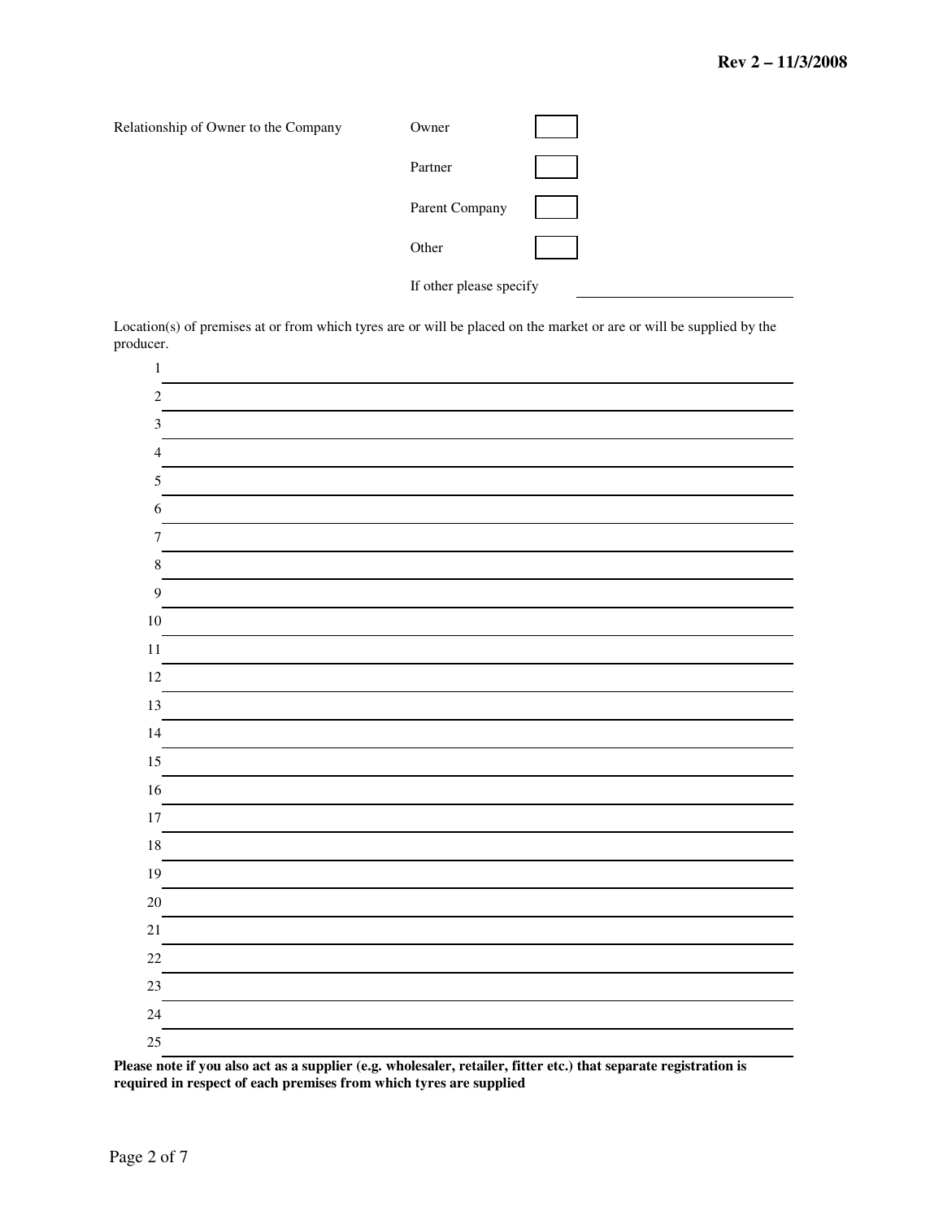Relationship of Owner to the Company

| | | |
|---|---|---|
| | Owner | ☐ |
| | Partner | ☐ |
| | Parent Company | ☐ |
| | Other | ☐ |

If other please specify ______________________

Location(s) of premises at or from which tyres are or will be placed on the market or are or will be supplied by the producer.

1 ______________________________________________

2 ______________________________________________

3 ______________________________________________

4 ______________________________________________

5 ______________________________________________

6 ______________________________________________

7 ______________________________________________

8 ______________________________________________

9 ______________________________________________

10 ______________________________________________

11 ______________________________________________

12 ______________________________________________

13 ______________________________________________

14 ______________________________________________

15 ______________________________________________

16 ______________________________________________

17 ______________________________________________

18 ______________________________________________

19 ______________________________________________

20 ______________________________________________

21 ______________________________________________

22 ______________________________________________

23 ______________________________________________

24 ______________________________________________

25 ______________________________________________

**Please note if you also act as a supplier (e.g. wholesaler, retailer, fitter etc.) that separate registration is required in respect of each premises from which tyres are supplied**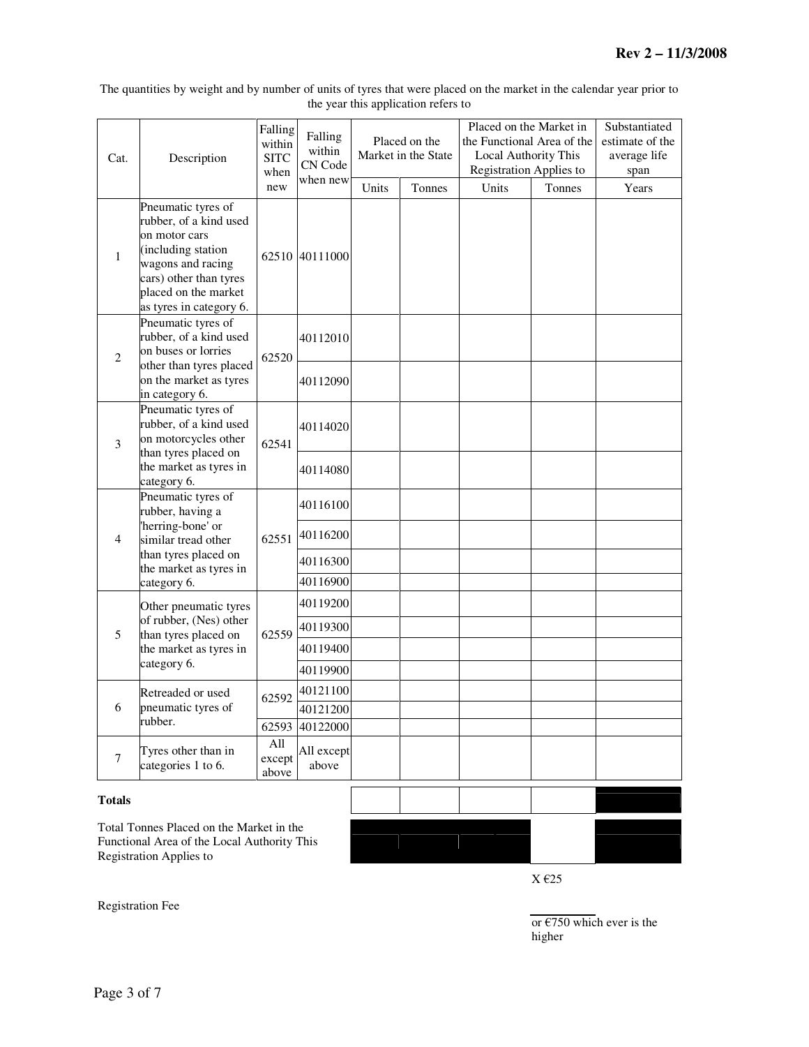The quantities by weight and by number of units of tyres that were placed on the market in the calendar year prior to the year this application refers to

| Cat. | Description | Falling within SITC when new | Falling within CN Code when new | Placed on the Market in the State | | Placed on the Market in the Functional Area of the Local Authority This Registration Applies to | | Substantiated estimate of the average life span |
|---|---|---|---|---|---|---|---|---|
| | | | | Units | Tonnes | Units | Tonnes | Years |
| 1 | Pneumatic tyres of rubber, of a kind used on motor cars (including station wagons and racing cars) other than tyres placed on the market as tyres in category 6. | 62510 | 40111000 | | | | | |
| 2 | Pneumatic tyres of rubber, of a kind used on buses or lorries other than tyres placed on the market as tyres in category 6. | 62520 | 40112010 | | | | | |
| | | | 40112090 | | | | | |
| 3 | Pneumatic tyres of rubber, of a kind used on motorcycles other than tyres placed on the market as tyres in category 6. | 62541 | 40114020 | | | | | |
| | | | 40114080 | | | | | |
| 4 | Pneumatic tyres of rubber, having a 'herring-bone' or similar tread other than tyres placed on the market as tyres in category 6. | 62551 | 40116100 | | | | | |
| | | | 40116200 | | | | | |
| | | | 40116300 | | | | | |
| | | | 40116900 | | | | | |
| 5 | Other pneumatic tyres of rubber, (Nes) other than tyres placed on the market as tyres in category 6. | 62559 | 40119200 | | | | | |
| | | | 40119300 | | | | | |
| | | | 40119400 | | | | | |
| | | | 40119900 | | | | | |
| 6 | Retreaded or used pneumatic tyres of rubber. | 62592 | 40121100 | | | | | |
| | | | 40121200 | | | | | |
| | | 62593 | 40122000 | | | | | |
| 7 | Tyres other than in categories 1 to 6. | All except above | All except above | | | | | |
| **Totals** | | | | | | | | |
| Total Tonnes Placed on the Market in the Functional Area of the Local Authority This Registration Applies to | | | | | | | | |

X €25

Registration Fee

or €750 which ever is the higher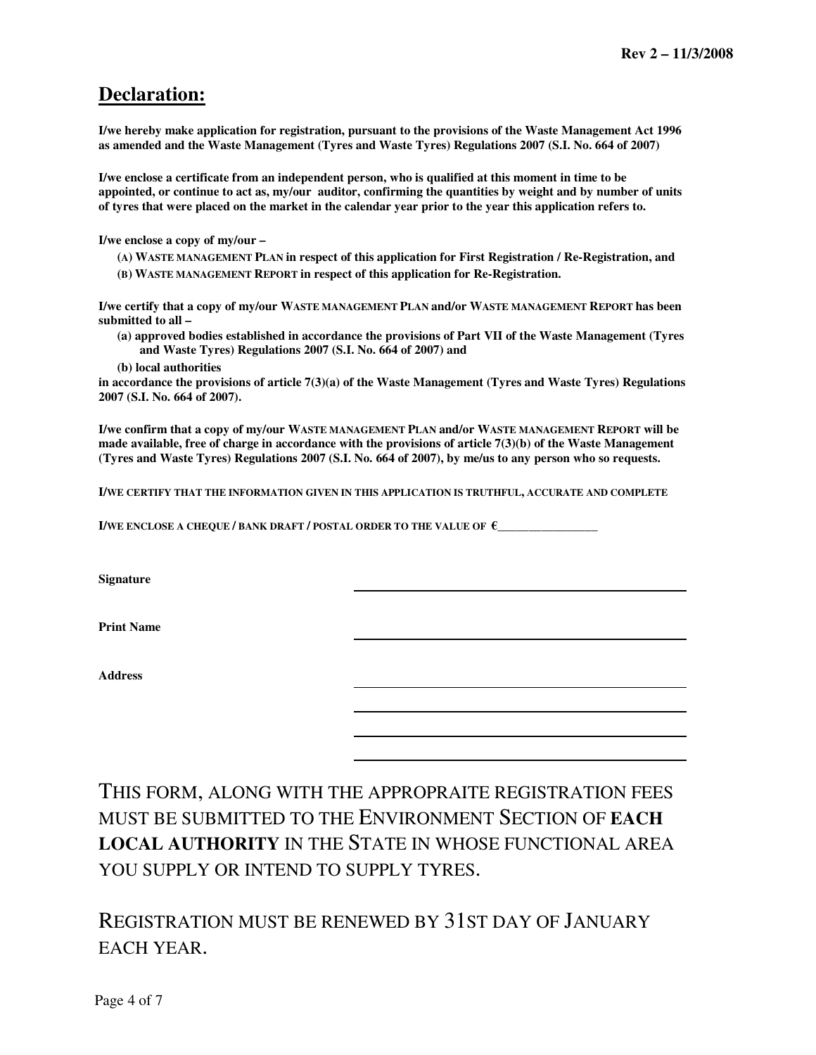## Declaration:

**I/we hereby make application for registration, pursuant to the provisions of the Waste Management Act 1996 as amended and the Waste Management (Tyres and Waste Tyres) Regulations 2007 (S.I. No. 664 of 2007)**

**I/we enclose a certificate from an independent person, who is qualified at this moment in time to be appointed, or continue to act as, my/our auditor, confirming the quantities by weight and by number of units of tyres that were placed on the market in the calendar year prior to the year this application refers to.**

**I/we enclose a copy of my/our –**

- **(A) WASTE MANAGEMENT PLAN in respect of this application for First Registration / Re-Registration, and**
- **(B) WASTE MANAGEMENT REPORT in respect of this application for Re-Registration.**

**I/we certify that a copy of my/our WASTE MANAGEMENT PLAN and/or WASTE MANAGEMENT REPORT has been submitted to all –**

- **(a) approved bodies established in accordance the provisions of Part VII of the Waste Management (Tyres and Waste Tyres) Regulations 2007 (S.I. No. 664 of 2007) and**
- **(b) local authorities**

**in accordance the provisions of article 7(3)(a) of the Waste Management (Tyres and Waste Tyres) Regulations 2007 (S.I. No. 664 of 2007).**

**I/we confirm that a copy of my/our WASTE MANAGEMENT PLAN and/or WASTE MANAGEMENT REPORT will be made available, free of charge in accordance with the provisions of article 7(3)(b) of the Waste Management (Tyres and Waste Tyres) Regulations 2007 (S.I. No. 664 of 2007), by me/us to any person who so requests.**

**I/WE CERTIFY THAT THE INFORMATION GIVEN IN THIS APPLICATION IS TRUTHFUL, ACCURATE AND COMPLETE**

**I/WE ENCLOSE A CHEQUE / BANK DRAFT / POSTAL ORDER TO THE VALUE OF €\_\_\_\_\_\_\_\_\_\_\_\_\_\_\_\_\_\_**

**Signature** \_\_\_\_\_\_\_\_\_\_\_\_\_\_\_\_\_\_\_\_\_\_\_\_\_\_\_\_\_\_

**Print Name** \_\_\_\_\_\_\_\_\_\_\_\_\_\_\_\_\_\_\_\_\_\_\_\_\_\_\_\_\_\_

**Address** \_\_\_\_\_\_\_\_\_\_\_\_\_\_\_\_\_\_\_\_\_\_\_\_\_\_\_\_\_\_

\_\_\_\_\_\_\_\_\_\_\_\_\_\_\_\_\_\_\_\_\_\_\_\_\_\_\_\_\_\_

\_\_\_\_\_\_\_\_\_\_\_\_\_\_\_\_\_\_\_\_\_\_\_\_\_\_\_\_\_\_

\_\_\_\_\_\_\_\_\_\_\_\_\_\_\_\_\_\_\_\_\_\_\_\_\_\_\_\_\_\_

THIS FORM, ALONG WITH THE APPROPRAITE REGISTRATION FEES MUST BE SUBMITTED TO THE ENVIRONMENT SECTION OF **EACH LOCAL AUTHORITY** IN THE STATE IN WHOSE FUNCTIONAL AREA YOU SUPPLY OR INTEND TO SUPPLY TYRES.

REGISTRATION MUST BE RENEWED BY 31ST DAY OF JANUARY EACH YEAR.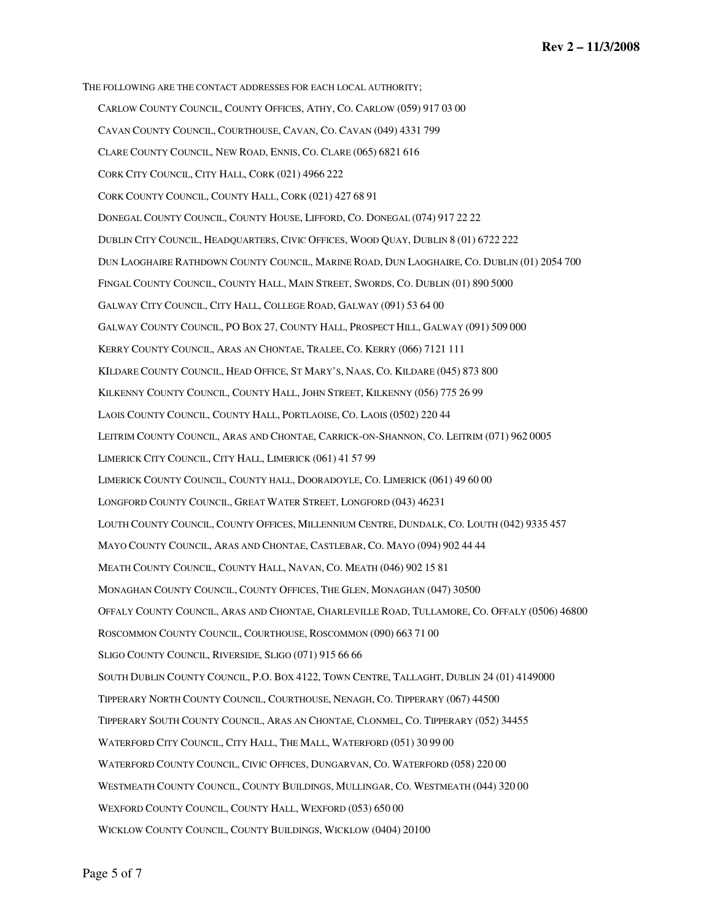THE FOLLOWING ARE THE CONTACT ADDRESSES FOR EACH LOCAL AUTHORITY;

CARLOW COUNTY COUNCIL, COUNTY OFFICES, ATHY, CO. CARLOW (059) 917 03 00

CAVAN COUNTY COUNCIL, COURTHOUSE, CAVAN, CO. CAVAN (049) 4331 799

CLARE COUNTY COUNCIL, NEW ROAD, ENNIS, CO. CLARE (065) 6821 616

CORK CITY COUNCIL, CITY HALL, CORK (021) 4966 222

CORK COUNTY COUNCIL, COUNTY HALL, CORK (021) 427 68 91

DONEGAL COUNTY COUNCIL, COUNTY HOUSE, LIFFORD, CO. DONEGAL (074) 917 22 22

DUBLIN CITY COUNCIL, HEADQUARTERS, CIVIC OFFICES, WOOD QUAY, DUBLIN 8 (01) 6722 222

DUN LAOGHAIRE RATHDOWN COUNTY COUNCIL, MARINE ROAD, DUN LAOGHAIRE, CO. DUBLIN (01) 2054 700

FINGAL COUNTY COUNCIL, COUNTY HALL, MAIN STREET, SWORDS, CO. DUBLIN (01) 890 5000

GALWAY CITY COUNCIL, CITY HALL, COLLEGE ROAD, GALWAY (091) 53 64 00

GALWAY COUNTY COUNCIL, PO BOX 27, COUNTY HALL, PROSPECT HILL, GALWAY (091) 509 000

KERRY COUNTY COUNCIL, ARAS AN CHONTAE, TRALEE, CO. KERRY (066) 7121 111

KILDARE COUNTY COUNCIL, HEAD OFFICE, ST MARY'S, NAAS, CO. KILDARE (045) 873 800

KILKENNY COUNTY COUNCIL, COUNTY HALL, JOHN STREET, KILKENNY (056) 775 26 99

LAOIS COUNTY COUNCIL, COUNTY HALL, PORTLAOISE, CO. LAOIS (0502) 220 44

LEITRIM COUNTY COUNCIL, ARAS AND CHONTAE, CARRICK-ON-SHANNON, CO. LEITRIM (071) 962 0005

LIMERICK CITY COUNCIL, CITY HALL, LIMERICK (061) 41 57 99

LIMERICK COUNTY COUNCIL, COUNTY HALL, DOORADOYLE, CO. LIMERICK (061) 49 60 00

LONGFORD COUNTY COUNCIL, GREAT WATER STREET, LONGFORD (043) 46231

LOUTH COUNTY COUNCIL, COUNTY OFFICES, MILLENNIUM CENTRE, DUNDALK, CO. LOUTH (042) 9335 457

MAYO COUNTY COUNCIL, ARAS AND CHONTAE, CASTLEBAR, CO. MAYO (094) 902 44 44

MEATH COUNTY COUNCIL, COUNTY HALL, NAVAN, CO. MEATH (046) 902 15 81

MONAGHAN COUNTY COUNCIL, COUNTY OFFICES, THE GLEN, MONAGHAN (047) 30500

OFFALY COUNTY COUNCIL, ARAS AND CHONTAE, CHARLEVILLE ROAD, TULLAMORE, CO. OFFALY (0506) 46800

ROSCOMMON COUNTY COUNCIL, COURTHOUSE, ROSCOMMON (090) 663 71 00

SLIGO COUNTY COUNCIL, RIVERSIDE, SLIGO (071) 915 66 66

SOUTH DUBLIN COUNTY COUNCIL, P.O. BOX 4122, TOWN CENTRE, TALLAGHT, DUBLIN 24 (01) 4149000

TIPPERARY NORTH COUNTY COUNCIL, COURTHOUSE, NENAGH, CO. TIPPERARY (067) 44500

TIPPERARY SOUTH COUNTY COUNCIL, ARAS AN CHONTAE, CLONMEL, CO. TIPPERARY (052) 34455

WATERFORD CITY COUNCIL, CITY HALL, THE MALL, WATERFORD (051) 30 99 00

WATERFORD COUNTY COUNCIL, CIVIC OFFICES, DUNGARVAN, CO. WATERFORD (058) 220 00

WESTMEATH COUNTY COUNCIL, COUNTY BUILDINGS, MULLINGAR, CO. WESTMEATH (044) 320 00

WEXFORD COUNTY COUNCIL, COUNTY HALL, WEXFORD (053) 650 00

WICKLOW COUNTY COUNCIL, COUNTY BUILDINGS, WICKLOW (0404) 20100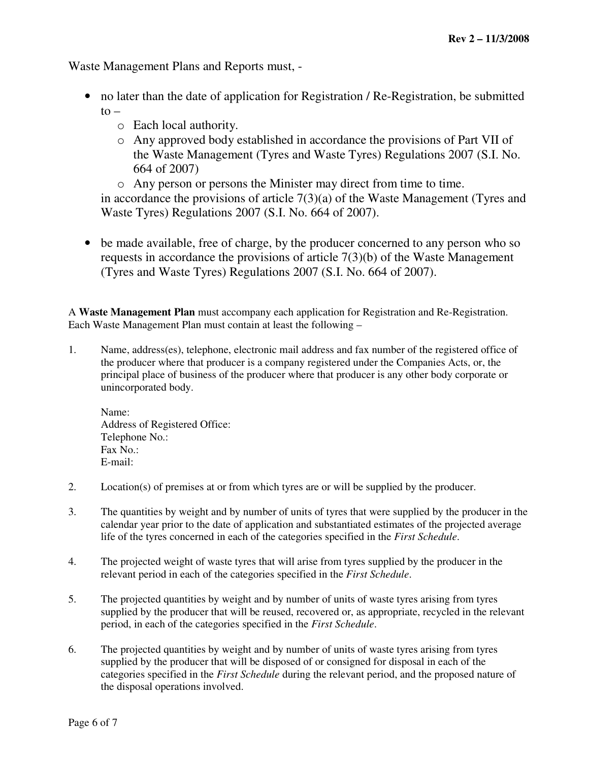Waste Management Plans and Reports must, -

- no later than the date of application for Registration / Re-Registration, be submitted to –
  - Each local authority.
  - Any approved body established in accordance the provisions of Part VII of the Waste Management (Tyres and Waste Tyres) Regulations 2007 (S.I. No. 664 of 2007)
  - Any person or persons the Minister may direct from time to time.

  in accordance the provisions of article 7(3)(a) of the Waste Management (Tyres and Waste Tyres) Regulations 2007 (S.I. No. 664 of 2007).

- be made available, free of charge, by the producer concerned to any person who so requests in accordance the provisions of article 7(3)(b) of the Waste Management (Tyres and Waste Tyres) Regulations 2007 (S.I. No. 664 of 2007).

A **Waste Management Plan** must accompany each application for Registration and Re-Registration. Each Waste Management Plan must contain at least the following –

1. Name, address(es), telephone, electronic mail address and fax number of the registered office of the producer where that producer is a company registered under the Companies Acts, or, the principal place of business of the producer where that producer is any other body corporate or unincorporated body.

   Name:
   Address of Registered Office:
   Telephone No.:
   Fax No.:
   E-mail:

2. Location(s) of premises at or from which tyres are or will be supplied by the producer.

3. The quantities by weight and by number of units of tyres that were supplied by the producer in the calendar year prior to the date of application and substantiated estimates of the projected average life of the tyres concerned in each of the categories specified in the *First Schedule*.

4. The projected weight of waste tyres that will arise from tyres supplied by the producer in the relevant period in each of the categories specified in the *First Schedule*.

5. The projected quantities by weight and by number of units of waste tyres arising from tyres supplied by the producer that will be reused, recovered or, as appropriate, recycled in the relevant period, in each of the categories specified in the *First Schedule*.

6. The projected quantities by weight and by number of units of waste tyres arising from tyres supplied by the producer that will be disposed of or consigned for disposal in each of the categories specified in the *First Schedule* during the relevant period, and the proposed nature of the disposal operations involved.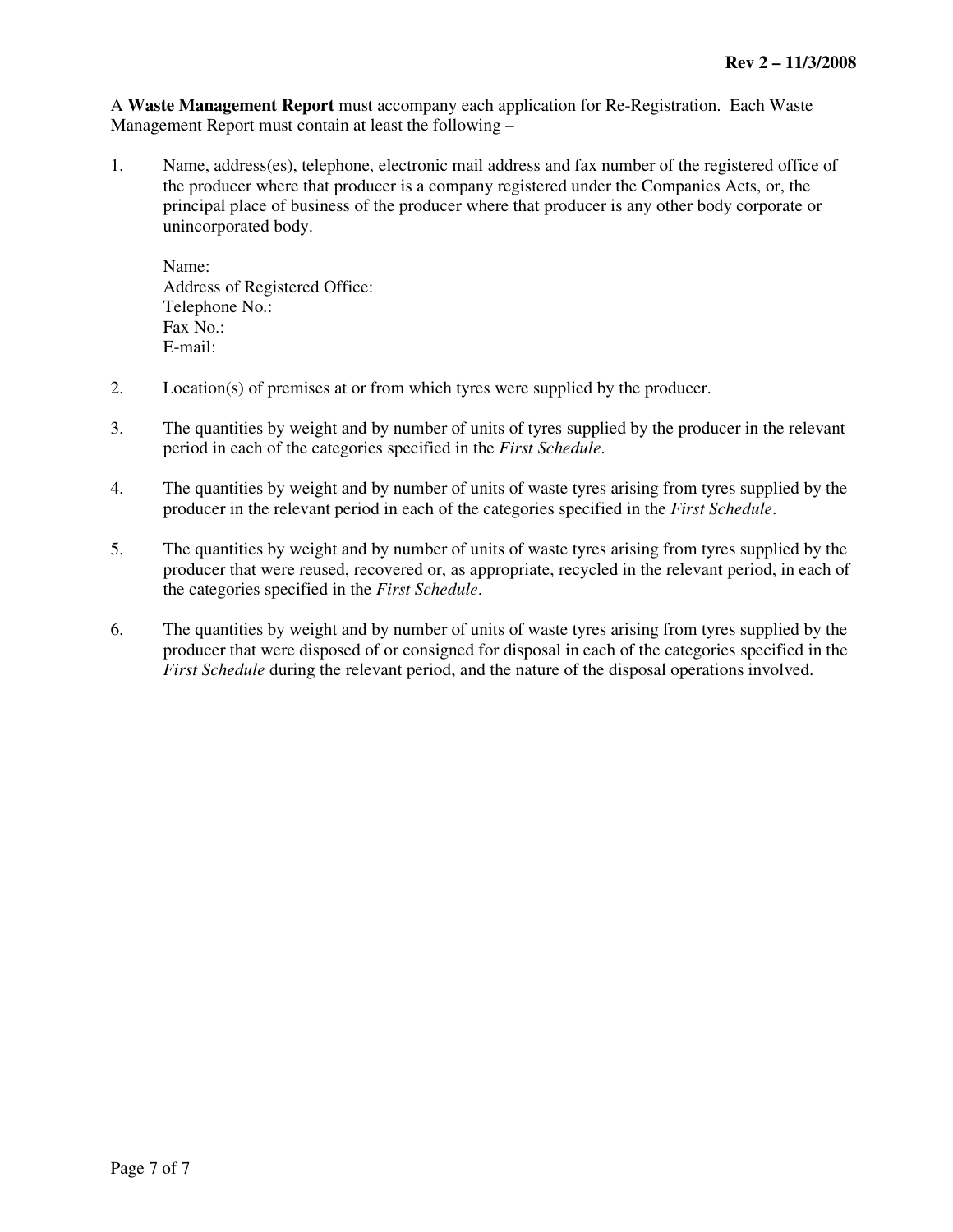A **Waste Management Report** must accompany each application for Re-Registration. Each Waste Management Report must contain at least the following –

1. Name, address(es), telephone, electronic mail address and fax number of the registered office of the producer where that producer is a company registered under the Companies Acts, or, the principal place of business of the producer where that producer is any other body corporate or unincorporated body.

   Name:
   Address of Registered Office:
   Telephone No.:
   Fax No.:
   E-mail:

2. Location(s) of premises at or from which tyres were supplied by the producer.

3. The quantities by weight and by number of units of tyres supplied by the producer in the relevant period in each of the categories specified in the *First Schedule*.

4. The quantities by weight and by number of units of waste tyres arising from tyres supplied by the producer in the relevant period in each of the categories specified in the *First Schedule*.

5. The quantities by weight and by number of units of waste tyres arising from tyres supplied by the producer that were reused, recovered or, as appropriate, recycled in the relevant period, in each of the categories specified in the *First Schedule*.

6. The quantities by weight and by number of units of waste tyres arising from tyres supplied by the producer that were disposed of or consigned for disposal in each of the categories specified in the *First Schedule* during the relevant period, and the nature of the disposal operations involved.